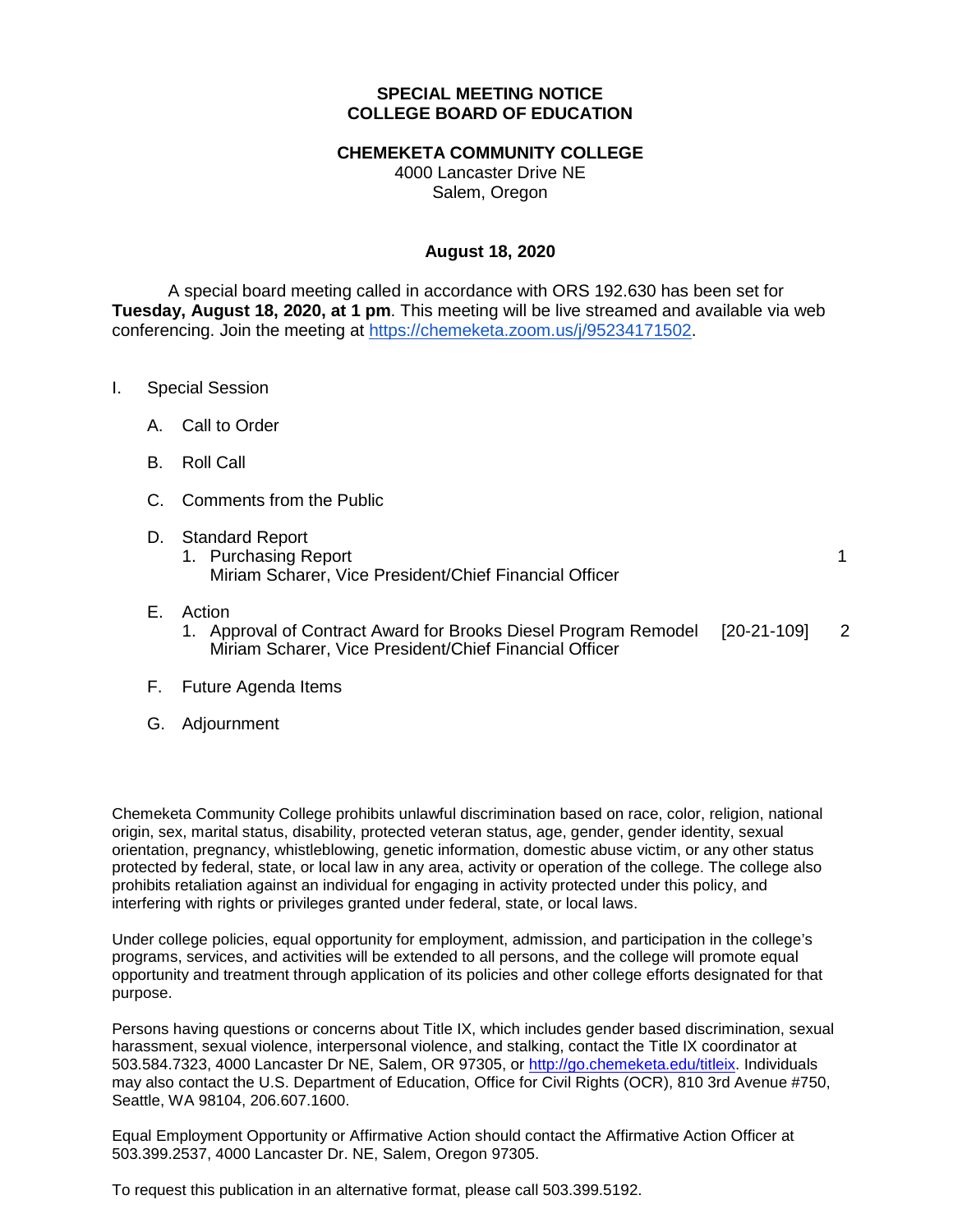# SPECIAL MEETING NOTICE
# COLLEGE BOARD OF EDUCATION

## CHEMEKETA COMMUNITY COLLEGE

4000 Lancaster Drive NE
Salem, Oregon

### August 18, 2020

A special board meeting called in accordance with ORS 192.630 has been set for **Tuesday, August 18, 2020, at 1 pm**. This meeting will be live streamed and available via web conferencing. Join the meeting at https://chemeketa.zoom.us/j/95234171502.

I. Special Session

   A. Call to Order

   B. Roll Call

   C. Comments from the Public

   D. Standard Report
      1. Purchasing Report — 1
         Miriam Scharer, Vice President/Chief Financial Officer

   E. Action
      1. Approval of Contract Award for Brooks Diesel Program Remodel [20-21-109] — 2
         Miriam Scharer, Vice President/Chief Financial Officer

   F. Future Agenda Items

   G. Adjournment

Chemeketa Community College prohibits unlawful discrimination based on race, color, religion, national origin, sex, marital status, disability, protected veteran status, age, gender, gender identity, sexual orientation, pregnancy, whistleblowing, genetic information, domestic abuse victim, or any other status protected by federal, state, or local law in any area, activity or operation of the college. The college also prohibits retaliation against an individual for engaging in activity protected under this policy, and interfering with rights or privileges granted under federal, state, or local laws.

Under college policies, equal opportunity for employment, admission, and participation in the college's programs, services, and activities will be extended to all persons, and the college will promote equal opportunity and treatment through application of its policies and other college efforts designated for that purpose.

Persons having questions or concerns about Title IX, which includes gender based discrimination, sexual harassment, sexual violence, interpersonal violence, and stalking, contact the Title IX coordinator at 503.584.7323, 4000 Lancaster Dr NE, Salem, OR 97305, or http://go.chemeketa.edu/titleix. Individuals may also contact the U.S. Department of Education, Office for Civil Rights (OCR), 810 3rd Avenue #750, Seattle, WA 98104, 206.607.1600.

Equal Employment Opportunity or Affirmative Action should contact the Affirmative Action Officer at 503.399.2537, 4000 Lancaster Dr. NE, Salem, Oregon 97305.

To request this publication in an alternative format, please call 503.399.5192.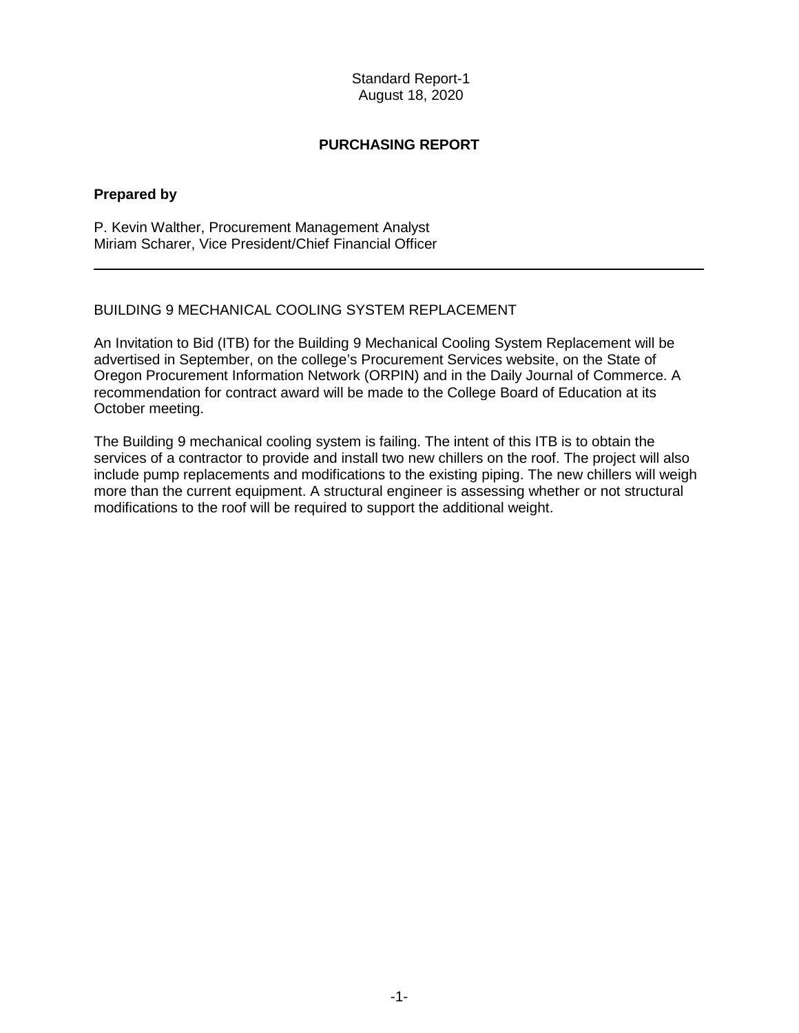Standard Report-1
August 18, 2020

# PURCHASING REPORT

**Prepared by**

P. Kevin Walther, Procurement Management Analyst
Miriam Scharer, Vice President/Chief Financial Officer

---

BUILDING 9 MECHANICAL COOLING SYSTEM REPLACEMENT

An Invitation to Bid (ITB) for the Building 9 Mechanical Cooling System Replacement will be advertised in September, on the college's Procurement Services website, on the State of Oregon Procurement Information Network (ORPIN) and in the Daily Journal of Commerce. A recommendation for contract award will be made to the College Board of Education at its October meeting.

The Building 9 mechanical cooling system is failing. The intent of this ITB is to obtain the services of a contractor to provide and install two new chillers on the roof. The project will also include pump replacements and modifications to the existing piping. The new chillers will weigh more than the current equipment. A structural engineer is assessing whether or not structural modifications to the roof will be required to support the additional weight.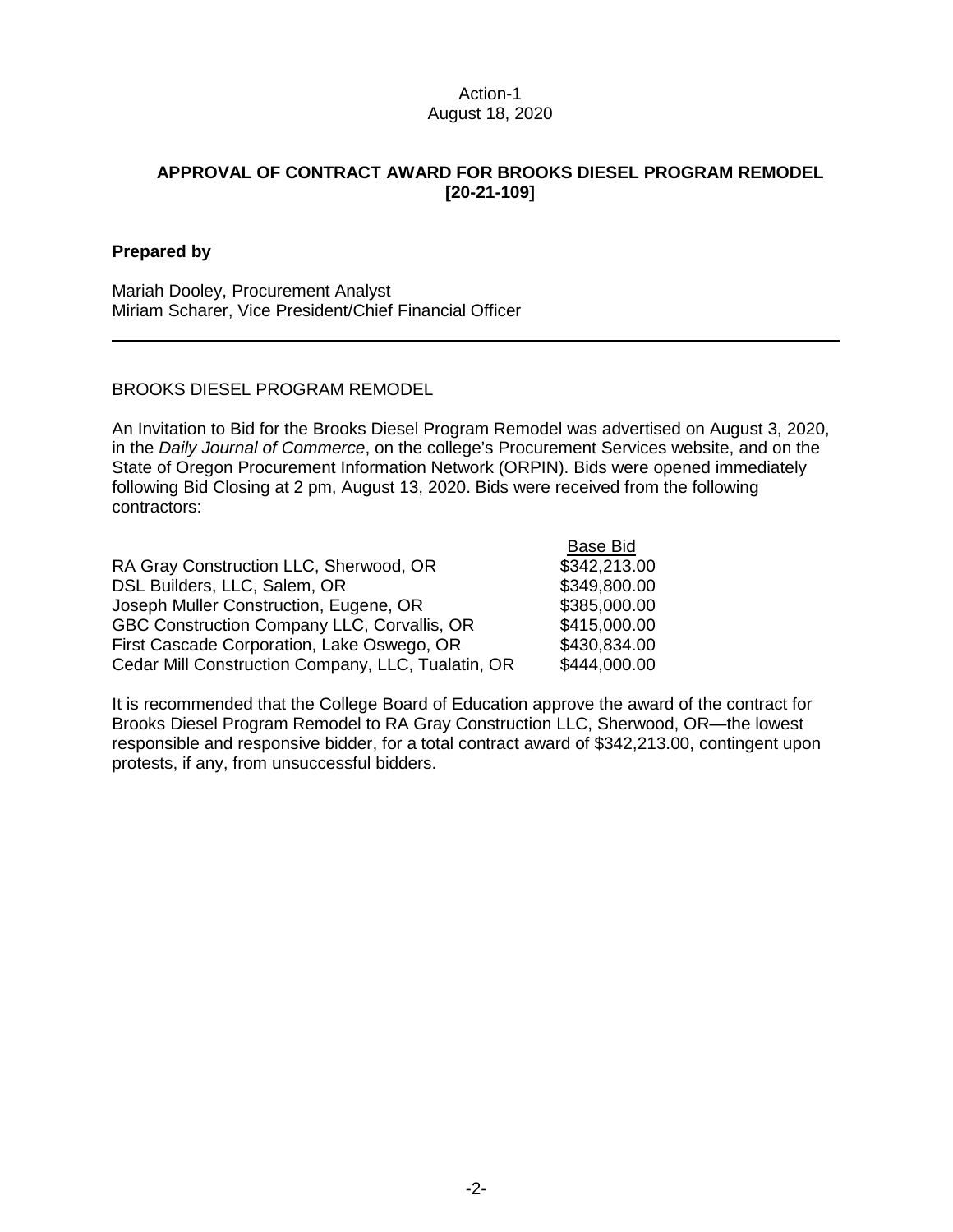Action-1
August 18, 2020

**APPROVAL OF CONTRACT AWARD FOR BROOKS DIESEL PROGRAM REMODEL [20-21-109]**

**Prepared by**

Mariah Dooley, Procurement Analyst
Miriam Scharer, Vice President/Chief Financial Officer

---

BROOKS DIESEL PROGRAM REMODEL

An Invitation to Bid for the Brooks Diesel Program Remodel was advertised on August 3, 2020, in the *Daily Journal of Commerce*, on the college's Procurement Services website, and on the State of Oregon Procurement Information Network (ORPIN). Bids were opened immediately following Bid Closing at 2 pm, August 13, 2020. Bids were received from the following contractors:

| | Base Bid |
|---|---|
| RA Gray Construction LLC, Sherwood, OR | $342,213.00 |
| DSL Builders, LLC, Salem, OR | $349,800.00 |
| Joseph Muller Construction, Eugene, OR | $385,000.00 |
| GBC Construction Company LLC, Corvallis, OR | $415,000.00 |
| First Cascade Corporation, Lake Oswego, OR | $430,834.00 |
| Cedar Mill Construction Company, LLC, Tualatin, OR | $444,000.00 |

It is recommended that the College Board of Education approve the award of the contract for Brooks Diesel Program Remodel to RA Gray Construction LLC, Sherwood, OR—the lowest responsible and responsive bidder, for a total contract award of $342,213.00, contingent upon protests, if any, from unsuccessful bidders.